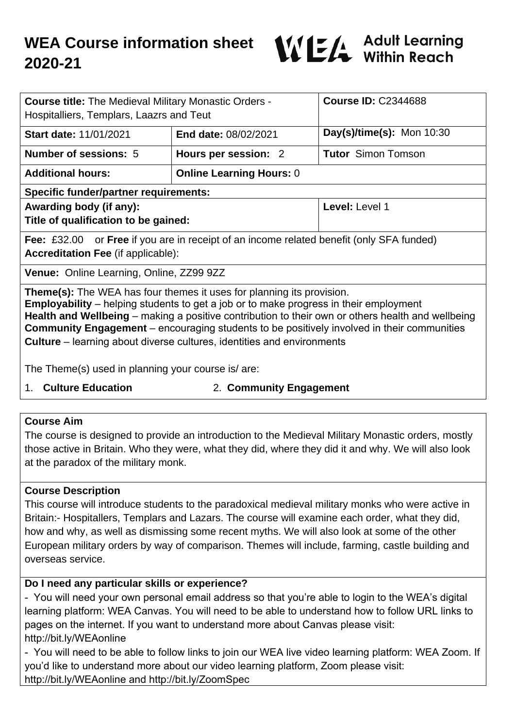# WEA Course information sheet 2020-21

WEA Adult Learning Within Reach

| **Course title:** The Medieval Military Monastic Orders - Hospitalliers, Templars, Laazrs and Teut | | **Course ID:** C2344688 |
|---|---|---|
| **Start date:** 11/01/2021 | **End date:** 08/02/2021 | **Day(s)/time(s):** Mon 10:30 |
| **Number of sessions:** 5 | **Hours per session:** 2 | **Tutor** Simon Tomson |
| **Additional hours:** | **Online Learning Hours:** 0 | |
| **Specific funder/partner requirements:** | | |
| **Awarding body (if any):** **Title of qualification to be gained:** | | **Level:** Level 1 |
| **Fee:** £32.00 or **Free** if you are in receipt of an income related benefit (only SFA funded) **Accreditation Fee** (if applicable): | | |
| **Venue:** Online Learning, Online, ZZ99 9ZZ | | |

**Theme(s):** The WEA has four themes it uses for planning its provision.
**Employability** – helping students to get a job or to make progress in their employment
**Health and Wellbeing** – making a positive contribution to their own or others health and wellbeing
**Community Engagement** – encouraging students to be positively involved in their communities
**Culture** – learning about diverse cultures, identities and environments

The Theme(s) used in planning your course is/ are:

1. **Culture Education**
2. **Community Engagement**

## Course Aim

The course is designed to provide an introduction to the Medieval Military Monastic orders, mostly those active in Britain. Who they were, what they did, where they did it and why. We will also look at the paradox of the military monk.

## Course Description

This course will introduce students to the paradoxical medieval military monks who were active in Britain:- Hospitallers, Templars and Lazars. The course will examine each order, what they did, how and why, as well as dismissing some recent myths. We will also look at some of the other European military orders by way of comparison. Themes will include, farming, castle building and overseas service.

## Do I need any particular skills or experience?

- You will need your own personal email address so that you're able to login to the WEA's digital learning platform: WEA Canvas. You will need to be able to understand how to follow URL links to pages on the internet. If you want to understand more about Canvas please visit: http://bit.ly/WEAonline
- You will need to be able to follow links to join our WEA live video learning platform: WEA Zoom. If you'd like to understand more about our video learning platform, Zoom please visit: http://bit.ly/WEAonline and http://bit.ly/ZoomSpec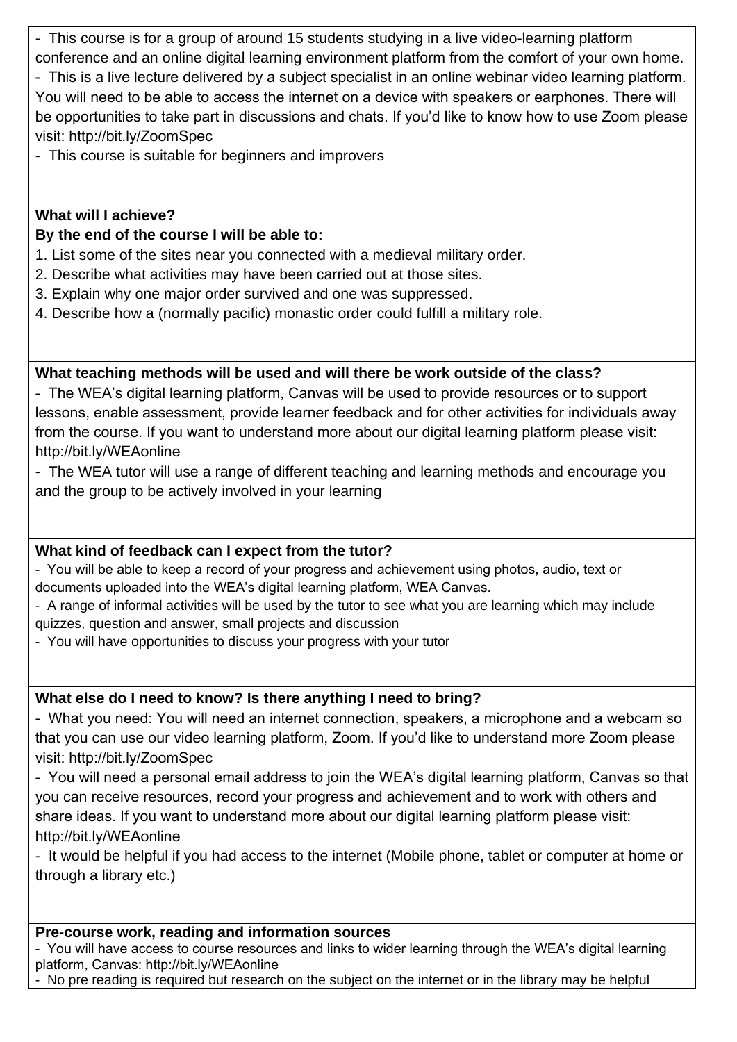- This course is for a group of around 15 students studying in a live video-learning platform conference and an online digital learning environment platform from the comfort of your own home.
- This is a live lecture delivered by a subject specialist in an online webinar video learning platform. You will need to be able to access the internet on a device with speakers or earphones. There will be opportunities to take part in discussions and chats. If you'd like to know how to use Zoom please visit: http://bit.ly/ZoomSpec
- This course is suitable for beginners and improvers

**What will I achieve?**

**By the end of the course I will be able to:**

1. List some of the sites near you connected with a medieval military order.
2. Describe what activities may have been carried out at those sites.
3. Explain why one major order survived and one was suppressed.
4. Describe how a (normally pacific) monastic order could fulfill a military role.

**What teaching methods will be used and will there be work outside of the class?**

- The WEA's digital learning platform, Canvas will be used to provide resources or to support lessons, enable assessment, provide learner feedback and for other activities for individuals away from the course. If you want to understand more about our digital learning platform please visit: http://bit.ly/WEAonline
- The WEA tutor will use a range of different teaching and learning methods and encourage you and the group to be actively involved in your learning

**What kind of feedback can I expect from the tutor?**

- You will be able to keep a record of your progress and achievement using photos, audio, text or documents uploaded into the WEA's digital learning platform, WEA Canvas.
- A range of informal activities will be used by the tutor to see what you are learning which may include quizzes, question and answer, small projects and discussion
- You will have opportunities to discuss your progress with your tutor

**What else do I need to know? Is there anything I need to bring?**

- What you need: You will need an internet connection, speakers, a microphone and a webcam so that you can use our video learning platform, Zoom. If you'd like to understand more Zoom please visit: http://bit.ly/ZoomSpec
- You will need a personal email address to join the WEA's digital learning platform, Canvas so that you can receive resources, record your progress and achievement and to work with others and share ideas. If you want to understand more about our digital learning platform please visit: http://bit.ly/WEAonline
- It would be helpful if you had access to the internet (Mobile phone, tablet or computer at home or through a library etc.)

**Pre-course work, reading and information sources**

- You will have access to course resources and links to wider learning through the WEA's digital learning platform, Canvas: http://bit.ly/WEAonline
- No pre reading is required but research on the subject on the internet or in the library may be helpful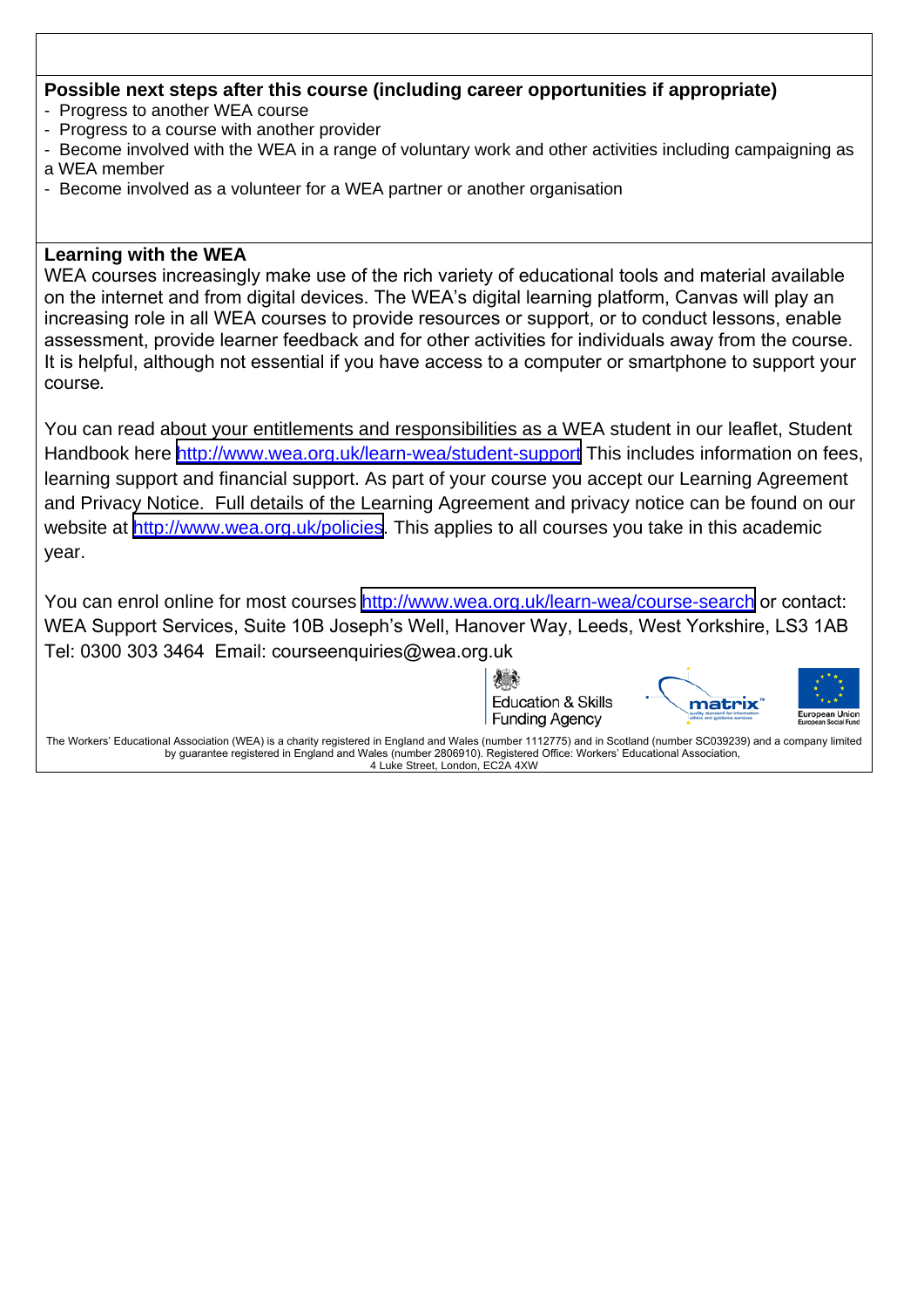**Possible next steps after this course (including career opportunities if appropriate)**

- Progress to another WEA course
- Progress to a course with another provider
- Become involved with the WEA in a range of voluntary work and other activities including campaigning as a WEA member
- Become involved as a volunteer for a WEA partner or another organisation

**Learning with the WEA**

WEA courses increasingly make use of the rich variety of educational tools and material available on the internet and from digital devices. The WEA's digital learning platform, Canvas will play an increasing role in all WEA courses to provide resources or support, or to conduct lessons, enable assessment, provide learner feedback and for other activities for individuals away from the course. It is helpful, although not essential if you have access to a computer or smartphone to support your course.

You can read about your entitlements and responsibilities as a WEA student in our leaflet, Student Handbook here http://www.wea.org.uk/learn-wea/student-support This includes information on fees, learning support and financial support. As part of your course you accept our Learning Agreement and Privacy Notice. Full details of the Learning Agreement and privacy notice can be found on our website at http://www.wea.org.uk/policies. This applies to all courses you take in this academic year.

You can enrol online for most courses http://www.wea.org.uk/learn-wea/course-search or contact:
WEA Support Services, Suite 10B Joseph's Well, Hanover Way, Leeds, West Yorkshire, LS3 1AB
Tel: 0300 303 3464 Email: courseenquiries@wea.org.uk

Education & Skills Funding Agency

matrix

European Union European Social Fund

The Workers' Educational Association (WEA) is a charity registered in England and Wales (number 1112775) and in Scotland (number SC039239) and a company limited by guarantee registered in England and Wales (number 2806910). Registered Office: Workers' Educational Association, 4 Luke Street, London, EC2A 4XW